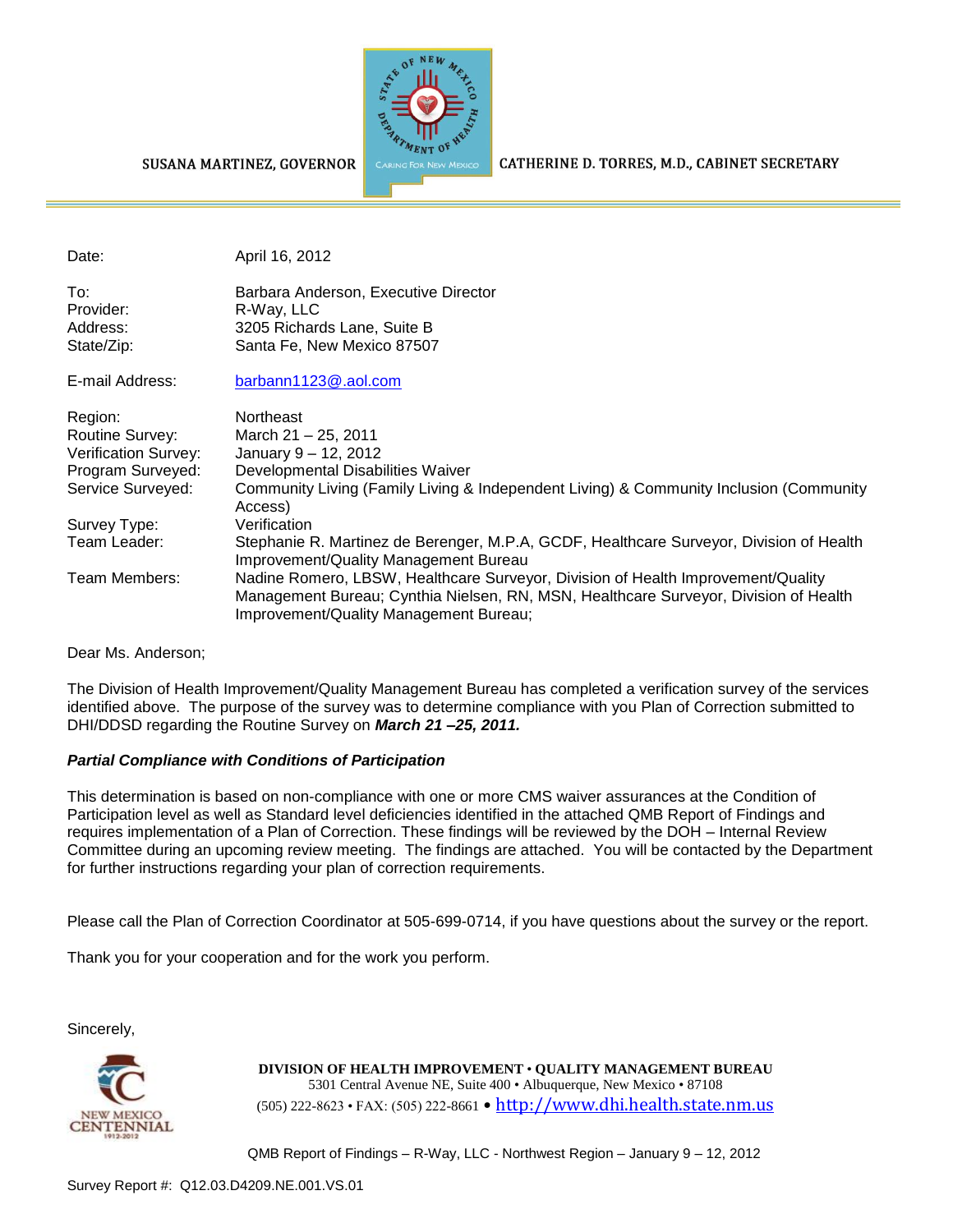SUSANA MARTINEZ, GOVERNOR

CATHERINE D. TORRES, M.D., CABINET SECRETARY

| | |
|---|---|
| Date: | April 16, 2012 |
| To: | Barbara Anderson, Executive Director |
| Provider: | R-Way, LLC |
| Address: | 3205 Richards Lane, Suite B |
| State/Zip: | Santa Fe, New Mexico 87507 |
| E-mail Address: | barbann1123@.aol.com |
| Region: | Northeast |
| Routine Survey: | March 21 – 25, 2011 |
| Verification Survey: | January 9 – 12, 2012 |
| Program Surveyed: | Developmental Disabilities Waiver |
| Service Surveyed: | Community Living (Family Living & Independent Living) & Community Inclusion (Community Access) |
| Survey Type: | Verification |
| Team Leader: | Stephanie R. Martinez de Berenger, M.P.A, GCDF, Healthcare Surveyor, Division of Health Improvement/Quality Management Bureau |
| Team Members: | Nadine Romero, LBSW, Healthcare Surveyor, Division of Health Improvement/Quality Management Bureau; Cynthia Nielsen, RN, MSN, Healthcare Surveyor, Division of Health Improvement/Quality Management Bureau; |

Dear Ms. Anderson;

The Division of Health Improvement/Quality Management Bureau has completed a verification survey of the services identified above. The purpose of the survey was to determine compliance with you Plan of Correction submitted to DHI/DDSD regarding the Routine Survey on ***March 21 –25, 2011.***

***Partial Compliance with Conditions of Participation***

This determination is based on non-compliance with one or more CMS waiver assurances at the Condition of Participation level as well as Standard level deficiencies identified in the attached QMB Report of Findings and requires implementation of a Plan of Correction. These findings will be reviewed by the DOH – Internal Review Committee during an upcoming review meeting. The findings are attached. You will be contacted by the Department for further instructions regarding your plan of correction requirements.

Please call the Plan of Correction Coordinator at 505-699-0714, if you have questions about the survey or the report.

Thank you for your cooperation and for the work you perform.

Sincerely,

**DIVISION OF HEALTH IMPROVEMENT • QUALITY MANAGEMENT BUREAU**
5301 Central Avenue NE, Suite 400 • Albuquerque, New Mexico • 87108
(505) 222-8623 • FAX: (505) 222-8661 • http://www.dhi.health.state.nm.us

QMB Report of Findings – R-Way, LLC - Northwest Region – January 9 – 12, 2012

Survey Report #: Q12.03.D4209.NE.001.VS.01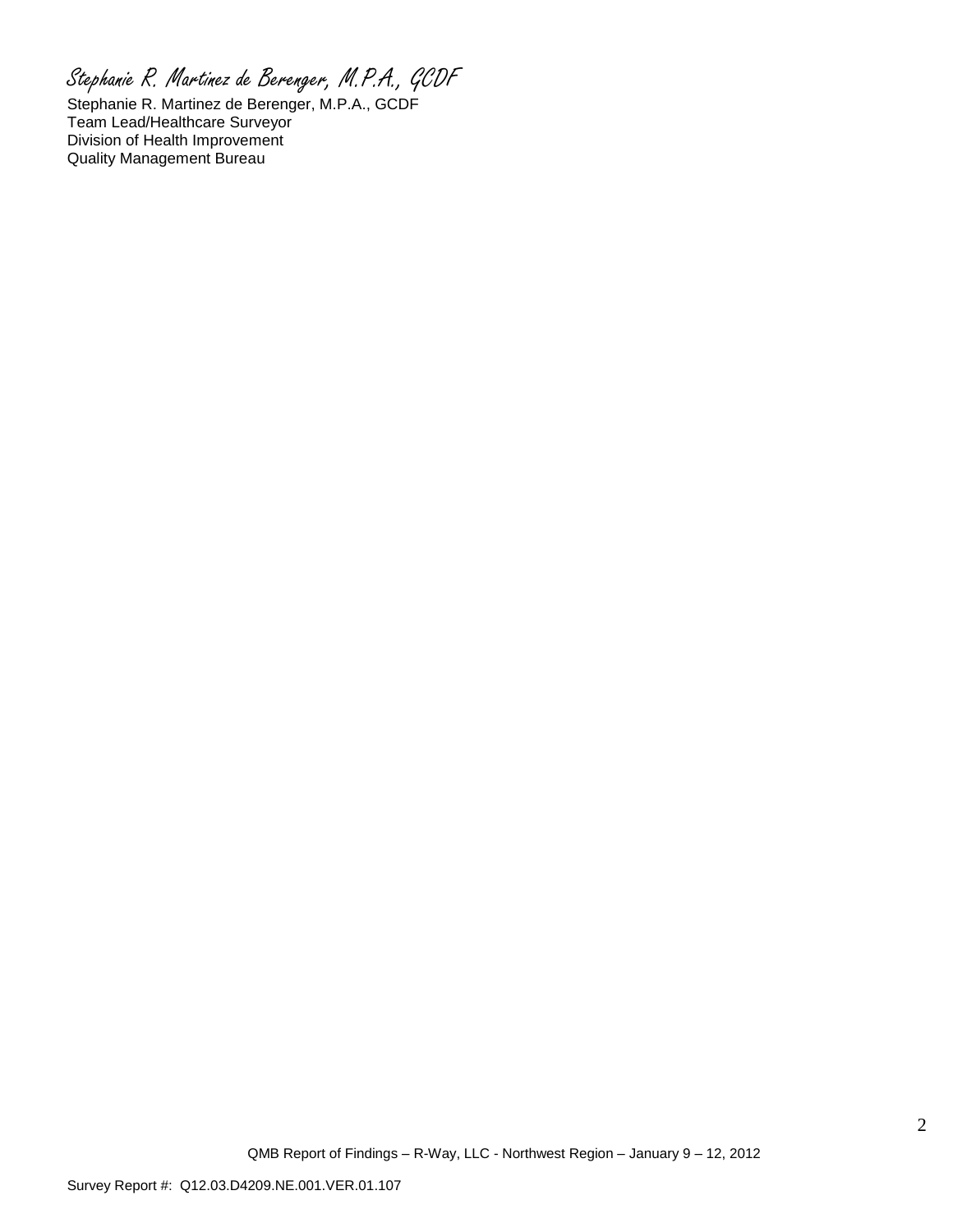Stephanie R. Martinez de Berenger, M.P.A., GCDF

Stephanie R. Martinez de Berenger, M.P.A., GCDF
Team Lead/Healthcare Surveyor
Division of Health Improvement
Quality Management Bureau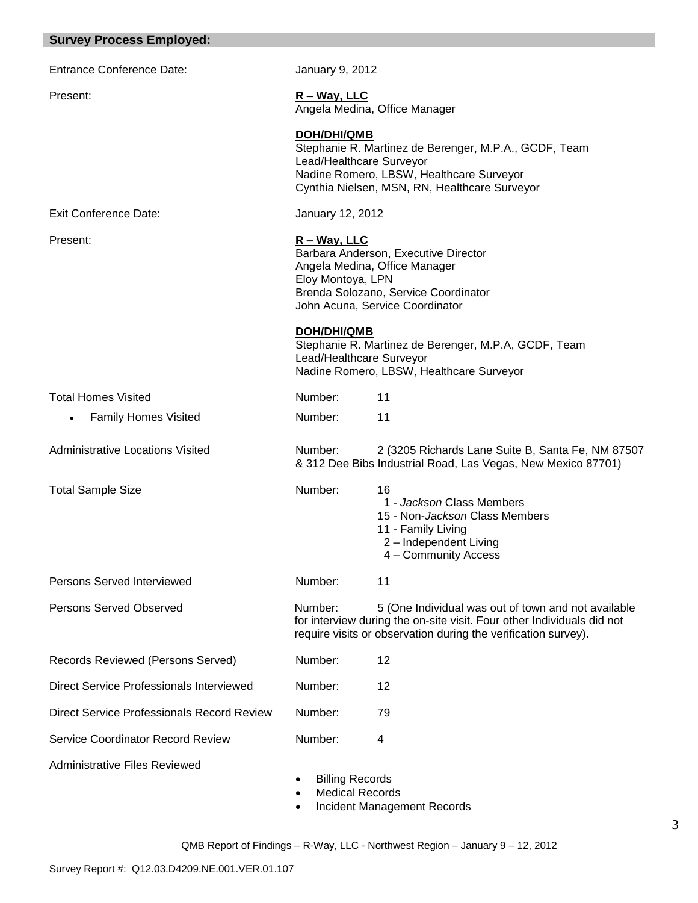## Survey Process Employed:

Entrance Conference Date: January 9, 2012

Present:

**R – Way, LLC**
Angela Medina, Office Manager

**DOH/DHI/QMB**
Stephanie R. Martinez de Berenger, M.P.A., GCDF, Team Lead/Healthcare Surveyor
Nadine Romero, LBSW, Healthcare Surveyor
Cynthia Nielsen, MSN, RN, Healthcare Surveyor

Exit Conference Date: January 12, 2012

Present:

**R – Way, LLC**
Barbara Anderson, Executive Director
Angela Medina, Office Manager
Eloy Montoya, LPN
Brenda Solozano, Service Coordinator
John Acuna, Service Coordinator

**DOH/DHI/QMB**
Stephanie R. Martinez de Berenger, M.P.A, GCDF, Team Lead/Healthcare Surveyor
Nadine Romero, LBSW, Healthcare Surveyor

Total Homes Visited — Number: 11

- Family Homes Visited — Number: 11

Administrative Locations Visited — Number: 2 (3205 Richards Lane Suite B, Santa Fe, NM 87507 & 312 Dee Bibs Industrial Road, Las Vegas, New Mexico 87701)

Total Sample Size — Number: 16
- 1 - *Jackson* Class Members
- 15 - Non-*Jackson* Class Members
- 11 - Family Living
- 2 – Independent Living
- 4 – Community Access

Persons Served Interviewed — Number: 11

Persons Served Observed — Number: 5 (One Individual was out of town and not available for interview during the on-site visit. Four other Individuals did not require visits or observation during the verification survey).

Records Reviewed (Persons Served) — Number: 12

Direct Service Professionals Interviewed — Number: 12

Direct Service Professionals Record Review — Number: 79

Service Coordinator Record Review — Number: 4

Administrative Files Reviewed

- Billing Records
- Medical Records
- Incident Management Records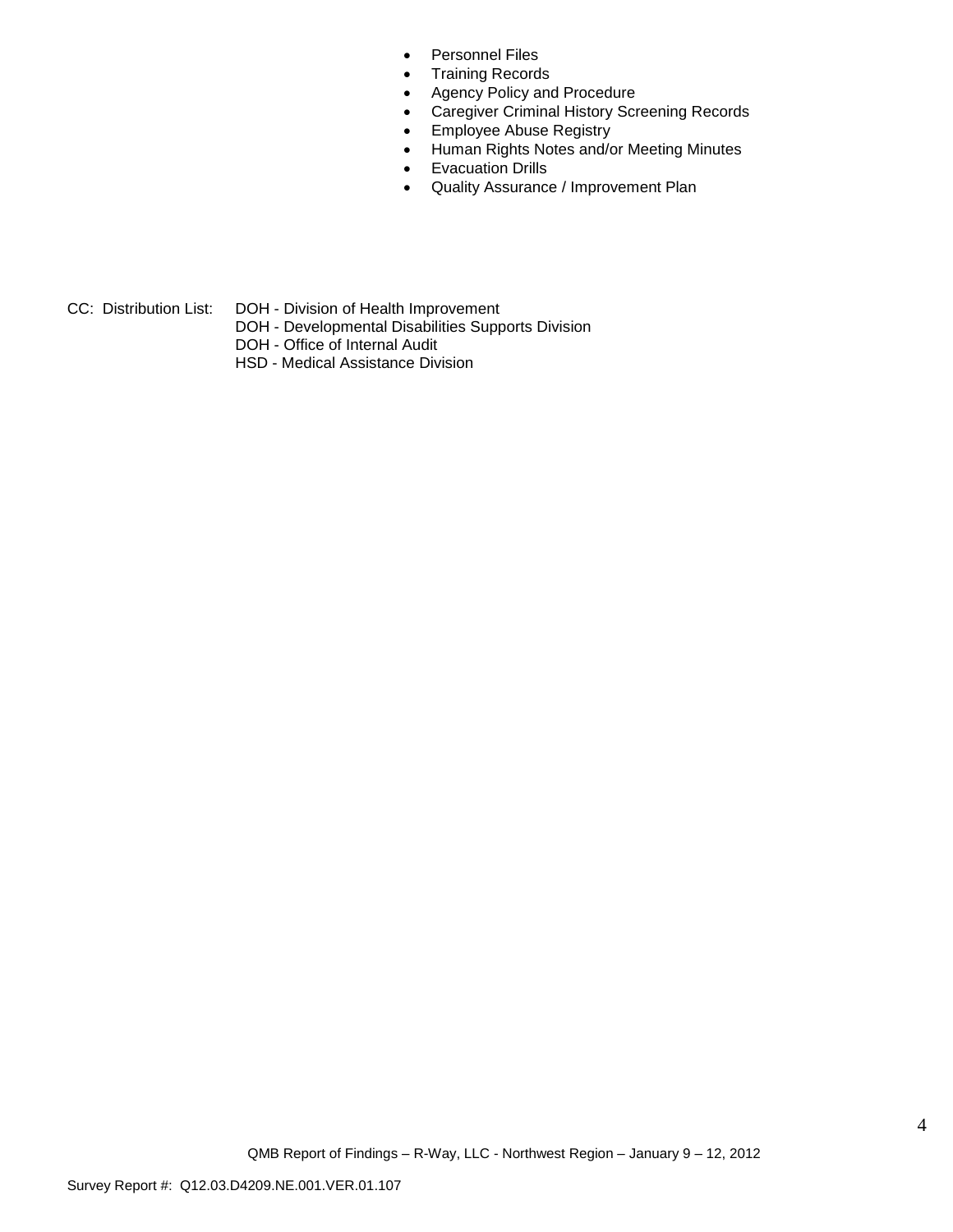- Personnel Files
- Training Records
- Agency Policy and Procedure
- Caregiver Criminal History Screening Records
- Employee Abuse Registry
- Human Rights Notes and/or Meeting Minutes
- Evacuation Drills
- Quality Assurance / Improvement Plan

CC: Distribution List: DOH - Division of Health Improvement
DOH - Developmental Disabilities Supports Division
DOH - Office of Internal Audit
HSD - Medical Assistance Division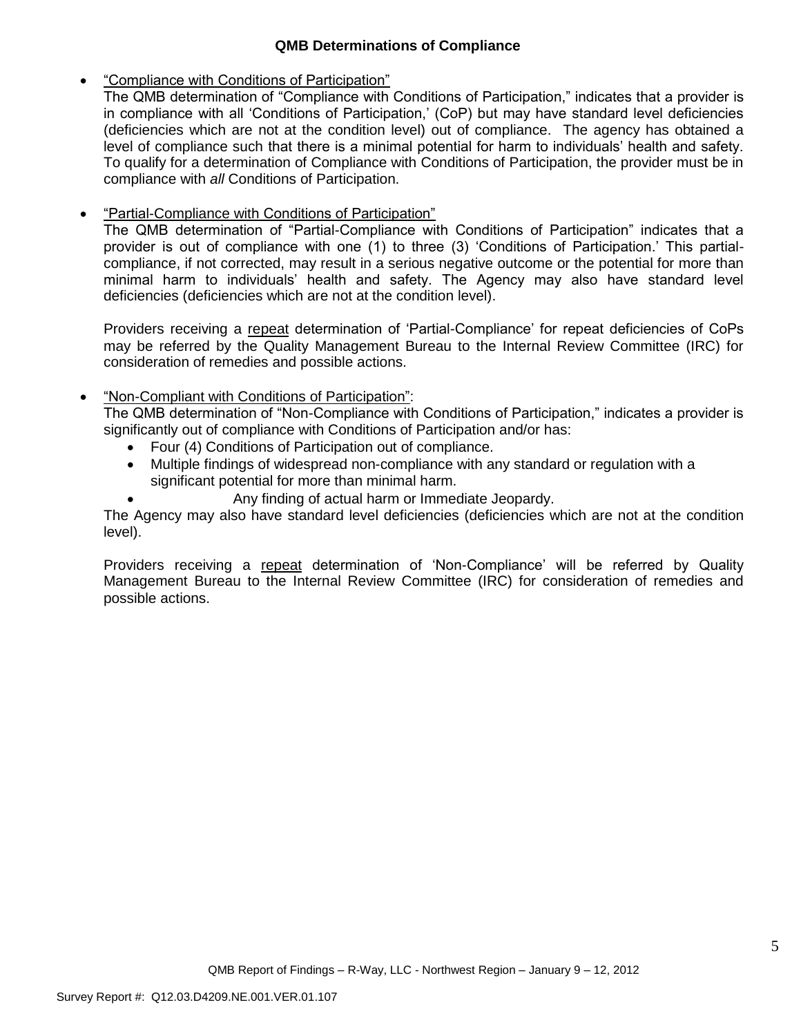### QMB Determinations of Compliance

- <u>"Compliance with Conditions of Participation"</u>
  The QMB determination of "Compliance with Conditions of Participation," indicates that a provider is in compliance with all 'Conditions of Participation,' (CoP) but may have standard level deficiencies (deficiencies which are not at the condition level) out of compliance. The agency has obtained a level of compliance such that there is a minimal potential for harm to individuals' health and safety. To qualify for a determination of Compliance with Conditions of Participation, the provider must be in compliance with *all* Conditions of Participation.

- <u>"Partial-Compliance with Conditions of Participation"</u>
  The QMB determination of "Partial-Compliance with Conditions of Participation" indicates that a provider is out of compliance with one (1) to three (3) 'Conditions of Participation.' This partial-compliance, if not corrected, may result in a serious negative outcome or the potential for more than minimal harm to individuals' health and safety. The Agency may also have standard level deficiencies (deficiencies which are not at the condition level).

  Providers receiving a <u>repeat</u> determination of 'Partial-Compliance' for repeat deficiencies of CoPs may be referred by the Quality Management Bureau to the Internal Review Committee (IRC) for consideration of remedies and possible actions.

- <u>"Non-Compliant with Conditions of Participation"</u>:
  The QMB determination of "Non-Compliance with Conditions of Participation," indicates a provider is significantly out of compliance with Conditions of Participation and/or has:
  - Four (4) Conditions of Participation out of compliance.
  - Multiple findings of widespread non-compliance with any standard or regulation with a significant potential for more than minimal harm.
  - Any finding of actual harm or Immediate Jeopardy.

  The Agency may also have standard level deficiencies (deficiencies which are not at the condition level).

  Providers receiving a <u>repeat</u> determination of 'Non-Compliance' will be referred by Quality Management Bureau to the Internal Review Committee (IRC) for consideration of remedies and possible actions.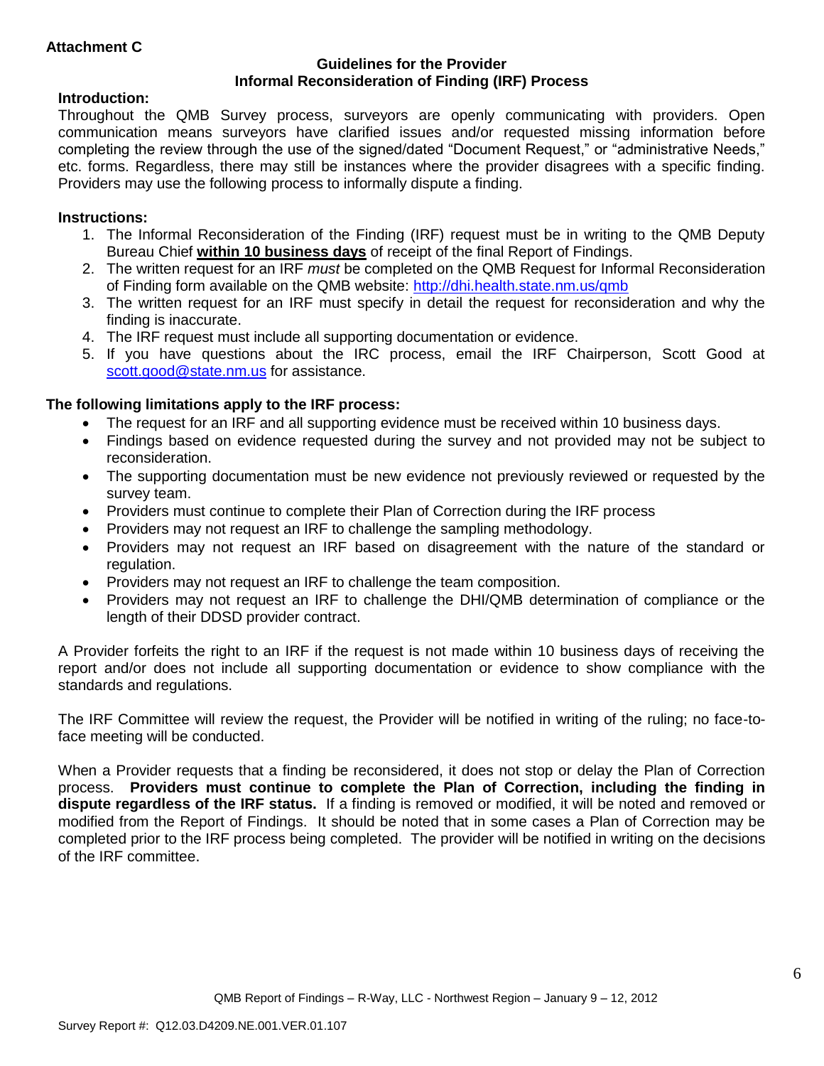**Attachment C**

**Guidelines for the Provider**
**Informal Reconsideration of Finding (IRF) Process**

**Introduction:**

Throughout the QMB Survey process, surveyors are openly communicating with providers. Open communication means surveyors have clarified issues and/or requested missing information before completing the review through the use of the signed/dated "Document Request," or "administrative Needs," etc. forms. Regardless, there may still be instances where the provider disagrees with a specific finding. Providers may use the following process to informally dispute a finding.

**Instructions:**

1. The Informal Reconsideration of the Finding (IRF) request must be in writing to the QMB Deputy Bureau Chief **<u>within 10 business days</u>** of receipt of the final Report of Findings.
2. The written request for an IRF *must* be completed on the QMB Request for Informal Reconsideration of Finding form available on the QMB website: http://dhi.health.state.nm.us/qmb
3. The written request for an IRF must specify in detail the request for reconsideration and why the finding is inaccurate.
4. The IRF request must include all supporting documentation or evidence.
5. If you have questions about the IRC process, email the IRF Chairperson, Scott Good at scott.good@state.nm.us for assistance.

**The following limitations apply to the IRF process:**

- The request for an IRF and all supporting evidence must be received within 10 business days.
- Findings based on evidence requested during the survey and not provided may not be subject to reconsideration.
- The supporting documentation must be new evidence not previously reviewed or requested by the survey team.
- Providers must continue to complete their Plan of Correction during the IRF process
- Providers may not request an IRF to challenge the sampling methodology.
- Providers may not request an IRF based on disagreement with the nature of the standard or regulation.
- Providers may not request an IRF to challenge the team composition.
- Providers may not request an IRF to challenge the DHI/QMB determination of compliance or the length of their DDSD provider contract.

A Provider forfeits the right to an IRF if the request is not made within 10 business days of receiving the report and/or does not include all supporting documentation or evidence to show compliance with the standards and regulations.

The IRF Committee will review the request, the Provider will be notified in writing of the ruling; no face-to-face meeting will be conducted.

When a Provider requests that a finding be reconsidered, it does not stop or delay the Plan of Correction process. **Providers must continue to complete the Plan of Correction, including the finding in dispute regardless of the IRF status.** If a finding is removed or modified, it will be noted and removed or modified from the Report of Findings. It should be noted that in some cases a Plan of Correction may be completed prior to the IRF process being completed. The provider will be notified in writing on the decisions of the IRF committee.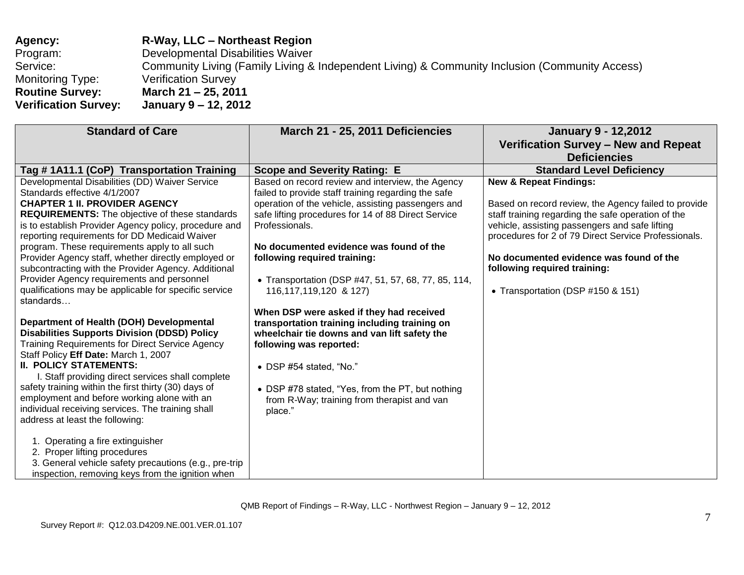**Agency:** **R-Way, LLC – Northeast Region**
Program: Developmental Disabilities Waiver
Service: Community Living (Family Living & Independent Living) & Community Inclusion (Community Access)
Monitoring Type: Verification Survey
**Routine Survey:** **March 21 – 25, 2011**
**Verification Survey:** **January 9 – 12, 2012**

| **Standard of Care** | **March 21 - 25, 2011 Deficiencies** | **January 9 - 12,2012 Verification Survey – New and Repeat Deficiencies** |
|---|---|---|
| **Tag # 1A11.1 (CoP) Transportation Training** | **Scope and Severity Rating: E** | **Standard Level Deficiency** |
| Developmental Disabilities (DD) Waiver Service Standards effective 4/1/2007<br>**CHAPTER 1 II. PROVIDER AGENCY REQUIREMENTS:** The objective of these standards is to establish Provider Agency policy, procedure and reporting requirements for DD Medicaid Waiver program. These requirements apply to all such Provider Agency staff, whether directly employed or subcontracting with the Provider Agency. Additional Provider Agency requirements and personnel qualifications may be applicable for specific service standards…<br><br>**Department of Health (DOH) Developmental Disabilities Supports Division (DDSD) Policy** Training Requirements for Direct Service Agency Staff Policy **Eff Date:** March 1, 2007<br>**II. POLICY STATEMENTS:**<br>I. Staff providing direct services shall complete safety training within the first thirty (30) days of employment and before working alone with an individual receiving services. The training shall address at least the following:<br><br>1. Operating a fire extinguisher<br>2. Proper lifting procedures<br>3. General vehicle safety precautions (e.g., pre-trip inspection, removing keys from the ignition when | Based on record review and interview, the Agency failed to provide staff training regarding the safe operation of the vehicle, assisting passengers and safe lifting procedures for 14 of 88 Direct Service Professionals.<br><br>**No documented evidence was found of the following required training:**<br><br>• Transportation (DSP #47, 51, 57, 68, 77, 85, 114, 116,117,119,120 & 127)<br><br>**When DSP were asked if they had received transportation training including training on wheelchair tie downs and van lift safety the following was reported:**<br><br>• DSP #54 stated, "No."<br><br>• DSP #78 stated, "Yes, from the PT, but nothing from R-Way; training from therapist and van place." | **New & Repeat Findings:**<br><br>Based on record review, the Agency failed to provide staff training regarding the safe operation of the vehicle, assisting passengers and safe lifting procedures for 2 of 79 Direct Service Professionals.<br><br>**No documented evidence was found of the following required training:**<br><br>• Transportation (DSP #150 & 151) |

QMB Report of Findings – R-Way, LLC - Northwest Region – January 9 – 12, 2012

Survey Report #: Q12.03.D4209.NE.001.VER.01.107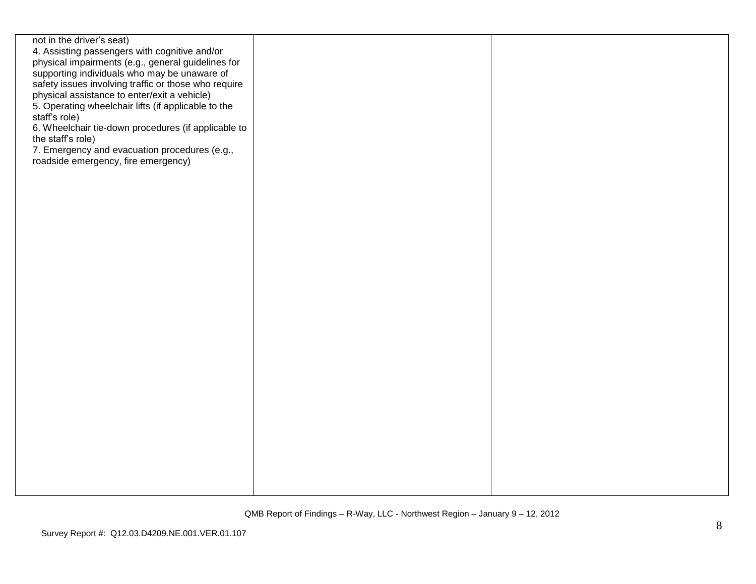| | | |
|---|---|---|
| not in the driver's seat)<br>4. Assisting passengers with cognitive and/or physical impairments (e.g., general guidelines for supporting individuals who may be unaware of safety issues involving traffic or those who require physical assistance to enter/exit a vehicle)<br>5. Operating wheelchair lifts (if applicable to the staff's role)<br>6. Wheelchair tie-down procedures (if applicable to the staff's role)<br>7. Emergency and evacuation procedures (e.g., roadside emergency, fire emergency) | | |

QMB Report of Findings – R-Way, LLC - Northwest Region – January 9 – 12, 2012

Survey Report #: Q12.03.D4209.NE.001.VER.01.107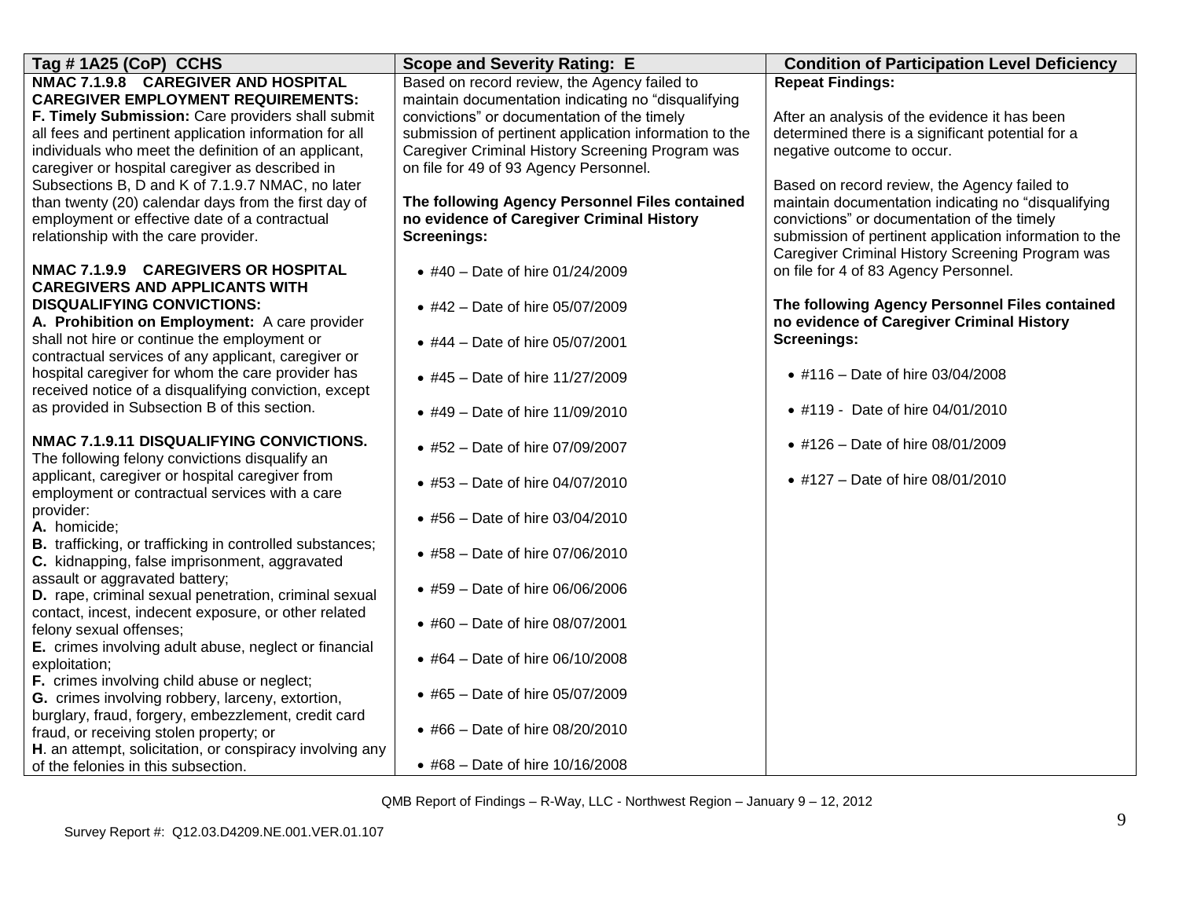| Tag # 1A25 (CoP) CCHS | Scope and Severity Rating: E | Condition of Participation Level Deficiency |
|---|---|---|
| **NMAC 7.1.9.8 CAREGIVER AND HOSPITAL CAREGIVER EMPLOYMENT REQUIREMENTS:**<br>**F. Timely Submission:** Care providers shall submit all fees and pertinent application information for all individuals who meet the definition of an applicant, caregiver or hospital caregiver as described in Subsections B, D and K of 7.1.9.7 NMAC, no later than twenty (20) calendar days from the first day of employment or effective date of a contractual relationship with the care provider.<br><br>**NMAC 7.1.9.9 CAREGIVERS OR HOSPITAL CAREGIVERS AND APPLICANTS WITH DISQUALIFYING CONVICTIONS:**<br>**A. Prohibition on Employment:** A care provider shall not hire or continue the employment or contractual services of any applicant, caregiver or hospital caregiver for whom the care provider has received notice of a disqualifying conviction, except as provided in Subsection B of this section.<br><br>**NMAC 7.1.9.11 DISQUALIFYING CONVICTIONS.** The following felony convictions disqualify an applicant, caregiver or hospital caregiver from employment or contractual services with a care provider:<br>**A.** homicide;<br>**B.** trafficking, or trafficking in controlled substances;<br>**C.** kidnapping, false imprisonment, aggravated assault or aggravated battery;<br>**D.** rape, criminal sexual penetration, criminal sexual contact, incest, indecent exposure, or other related felony sexual offenses;<br>**E.** crimes involving adult abuse, neglect or financial exploitation;<br>**F.** crimes involving child abuse or neglect;<br>**G.** crimes involving robbery, larceny, extortion, burglary, fraud, forgery, embezzlement, credit card fraud, or receiving stolen property; or<br>**H**. an attempt, solicitation, or conspiracy involving any of the felonies in this subsection. | Based on record review, the Agency failed to maintain documentation indicating no "disqualifying convictions" or documentation of the timely submission of pertinent application information to the Caregiver Criminal History Screening Program was on file for 49 of 93 Agency Personnel.<br><br>**The following Agency Personnel Files contained no evidence of Caregiver Criminal History Screenings:**<br><br>• #40 – Date of hire 01/24/2009<br>• #42 – Date of hire 05/07/2009<br>• #44 – Date of hire 05/07/2001<br>• #45 – Date of hire 11/27/2009<br>• #49 – Date of hire 11/09/2010<br>• #52 – Date of hire 07/09/2007<br>• #53 – Date of hire 04/07/2010<br>• #56 – Date of hire 03/04/2010<br>• #58 – Date of hire 07/06/2010<br>• #59 – Date of hire 06/06/2006<br>• #60 – Date of hire 08/07/2001<br>• #64 – Date of hire 06/10/2008<br>• #65 – Date of hire 05/07/2009<br>• #66 – Date of hire 08/20/2010<br>• #68 – Date of hire 10/16/2008 | **Repeat Findings:**<br><br>After an analysis of the evidence it has been determined there is a significant potential for a negative outcome to occur.<br><br>Based on record review, the Agency failed to maintain documentation indicating no "disqualifying convictions" or documentation of the timely submission of pertinent application information to the Caregiver Criminal History Screening Program was on file for 4 of 83 Agency Personnel.<br><br>**The following Agency Personnel Files contained no evidence of Caregiver Criminal History Screenings:**<br><br>• #116 – Date of hire 03/04/2008<br>• #119 - Date of hire 04/01/2010<br>• #126 – Date of hire 08/01/2009<br>• #127 – Date of hire 08/01/2010 |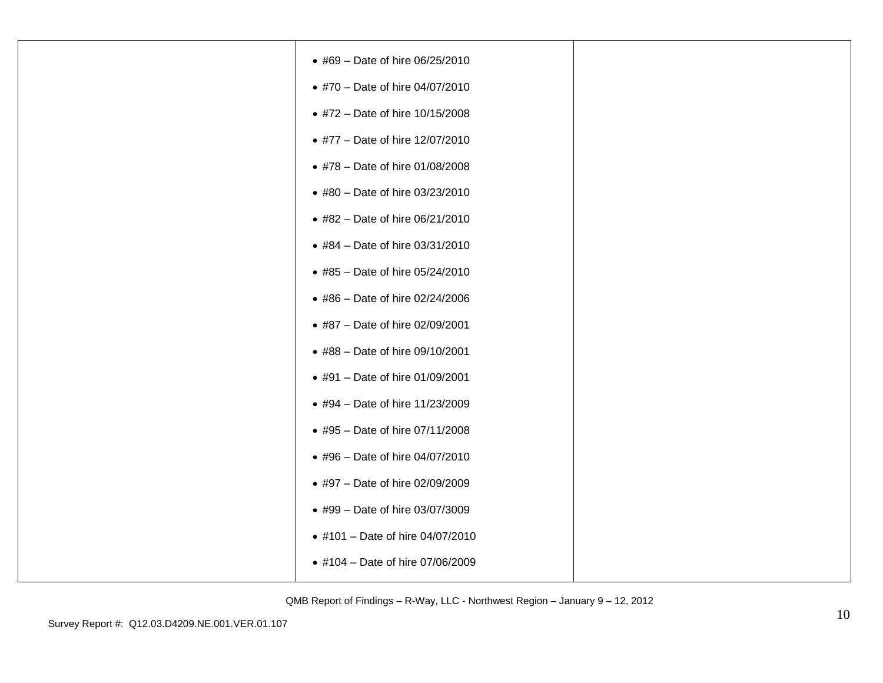| | | |
|---|---|---|
| | • #69 – Date of hire 06/25/2010<br>• #70 – Date of hire 04/07/2010<br>• #72 – Date of hire 10/15/2008<br>• #77 – Date of hire 12/07/2010<br>• #78 – Date of hire 01/08/2008<br>• #80 – Date of hire 03/23/2010<br>• #82 – Date of hire 06/21/2010<br>• #84 – Date of hire 03/31/2010<br>• #85 – Date of hire 05/24/2010<br>• #86 – Date of hire 02/24/2006<br>• #87 – Date of hire 02/09/2001<br>• #88 – Date of hire 09/10/2001<br>• #91 – Date of hire 01/09/2001<br>• #94 – Date of hire 11/23/2009<br>• #95 – Date of hire 07/11/2008<br>• #96 – Date of hire 04/07/2010<br>• #97 – Date of hire 02/09/2009<br>• #99 – Date of hire 03/07/3009<br>• #101 – Date of hire 04/07/2010<br>• #104 – Date of hire 07/06/2009 | |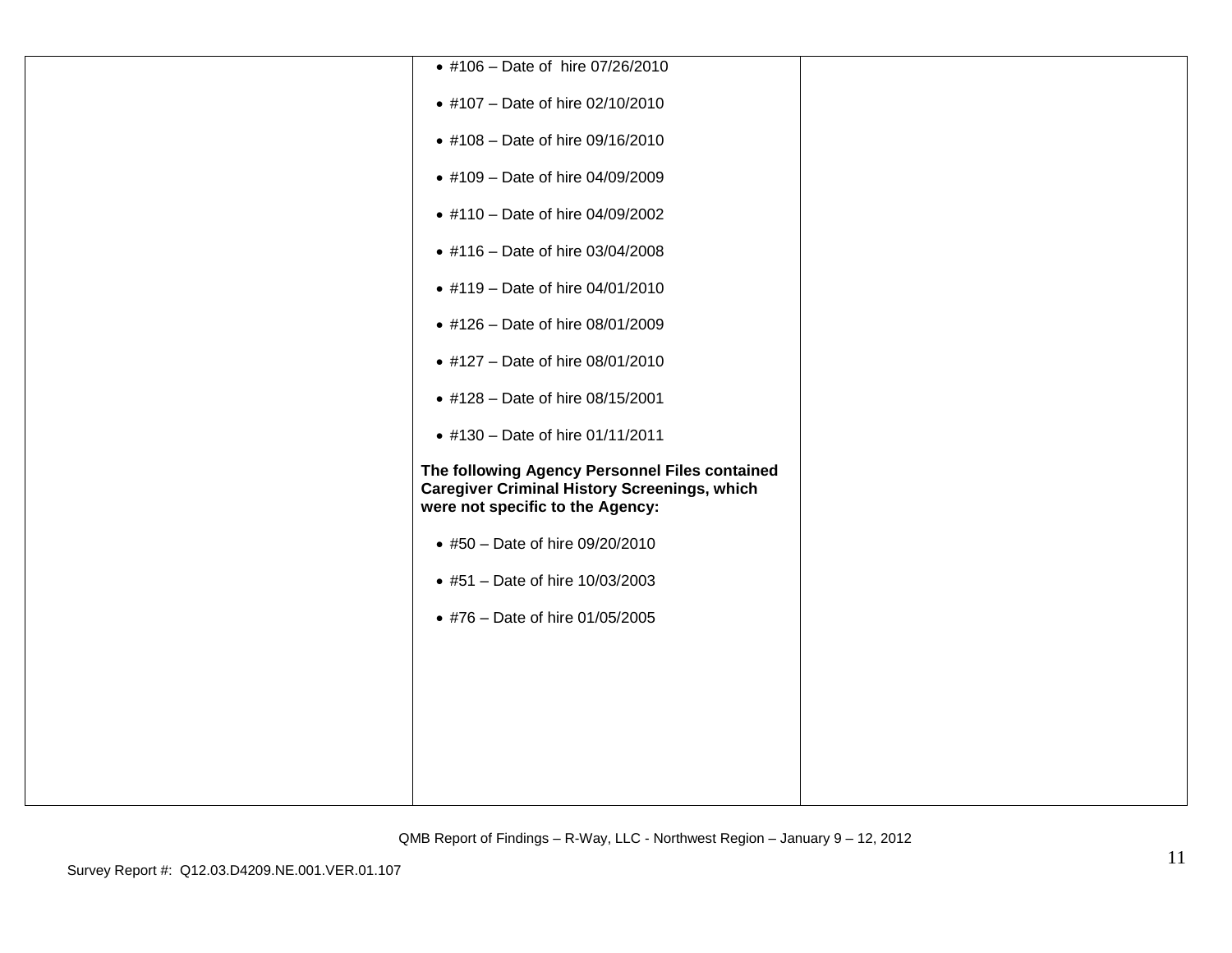| | | |
|---|---|---|
| | • #106 – Date of hire 07/26/2010<br><br>• #107 – Date of hire 02/10/2010<br><br>• #108 – Date of hire 09/16/2010<br><br>• #109 – Date of hire 04/09/2009<br><br>• #110 – Date of hire 04/09/2002<br><br>• #116 – Date of hire 03/04/2008<br><br>• #119 – Date of hire 04/01/2010<br><br>• #126 – Date of hire 08/01/2009<br><br>• #127 – Date of hire 08/01/2010<br><br>• #128 – Date of hire 08/15/2001<br><br>• #130 – Date of hire 01/11/2011<br><br>**The following Agency Personnel Files contained Caregiver Criminal History Screenings, which were not specific to the Agency:**<br><br>• #50 – Date of hire 09/20/2010<br><br>• #51 – Date of hire 10/03/2003<br><br>• #76 – Date of hire 01/05/2005 | |

QMB Report of Findings – R-Way, LLC - Northwest Region – January 9 – 12, 2012

Survey Report #: Q12.03.D4209.NE.001.VER.01.107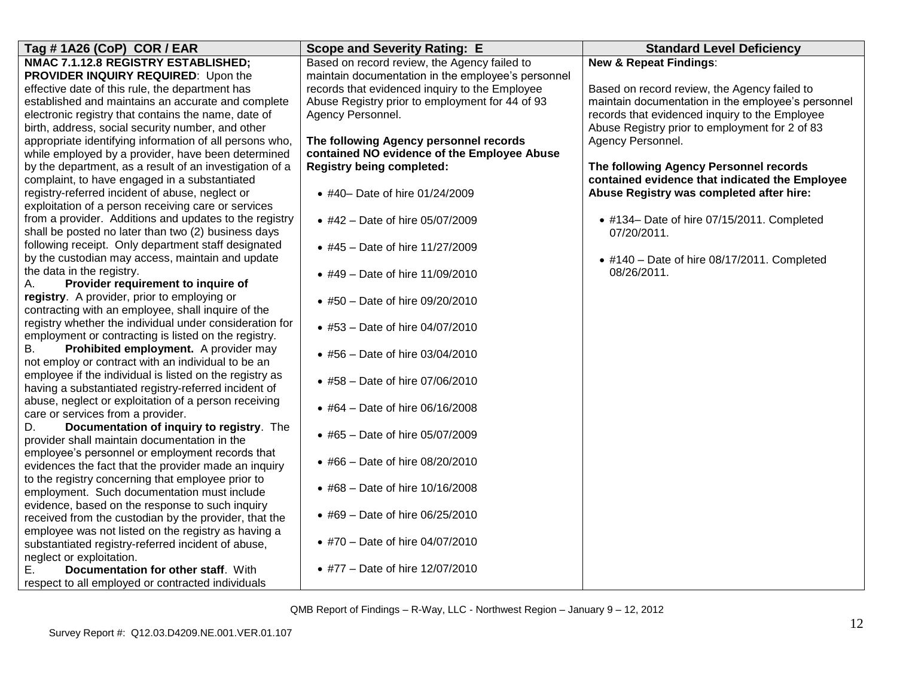| Tag # 1A26 (CoP) COR / EAR | Scope and Severity Rating: E | Standard Level Deficiency |
|---|---|---|
| **NMAC 7.1.12.8 REGISTRY ESTABLISHED; PROVIDER INQUIRY REQUIRED**: Upon the effective date of this rule, the department has established and maintains an accurate and complete electronic registry that contains the name, date of birth, address, social security number, and other appropriate identifying information of all persons who, while employed by a provider, have been determined by the department, as a result of an investigation of a complaint, to have engaged in a substantiated registry-referred incident of abuse, neglect or exploitation of a person receiving care or services from a provider. Additions and updates to the registry shall be posted no later than two (2) business days following receipt. Only department staff designated by the custodian may access, maintain and update the data in the registry.<br>A. **Provider requirement to inquire of registry**. A provider, prior to employing or contracting with an employee, shall inquire of the registry whether the individual under consideration for employment or contracting is listed on the registry.<br>B. **Prohibited employment.** A provider may not employ or contract with an individual to be an employee if the individual is listed on the registry as having a substantiated registry-referred incident of abuse, neglect or exploitation of a person receiving care or services from a provider.<br>D. **Documentation of inquiry to registry**. The provider shall maintain documentation in the employee's personnel or employment records that evidences the fact that the provider made an inquiry to the registry concerning that employee prior to employment. Such documentation must include evidence, based on the response to such inquiry received from the custodian by the provider, that the employee was not listed on the registry as having a substantiated registry-referred incident of abuse, neglect or exploitation.<br>E. **Documentation for other staff**. With respect to all employed or contracted individuals | Based on record review, the Agency failed to maintain documentation in the employee's personnel records that evidenced inquiry to the Employee Abuse Registry prior to employment for 44 of 93 Agency Personnel.<br><br>**The following Agency personnel records contained NO evidence of the Employee Abuse Registry being completed:**<br><br>• #40– Date of hire 01/24/2009<br>• #42 – Date of hire 05/07/2009<br>• #45 – Date of hire 11/27/2009<br>• #49 – Date of hire 11/09/2010<br>• #50 – Date of hire 09/20/2010<br>• #53 – Date of hire 04/07/2010<br>• #56 – Date of hire 03/04/2010<br>• #58 – Date of hire 07/06/2010<br>• #64 – Date of hire 06/16/2008<br>• #65 – Date of hire 05/07/2009<br>• #66 – Date of hire 08/20/2010<br>• #68 – Date of hire 10/16/2008<br>• #69 – Date of hire 06/25/2010<br>• #70 – Date of hire 04/07/2010<br>• #77 – Date of hire 12/07/2010 | **New & Repeat Findings**:<br><br>Based on record review, the Agency failed to maintain documentation in the employee's personnel records that evidenced inquiry to the Employee Abuse Registry prior to employment for 2 of 83 Agency Personnel.<br><br>**The following Agency Personnel records contained evidence that indicated the Employee Abuse Registry was completed after hire:**<br><br>• #134– Date of hire 07/15/2011. Completed 07/20/2011.<br>• #140 – Date of hire 08/17/2011. Completed 08/26/2011. |

QMB Report of Findings – R-Way, LLC - Northwest Region – January 9 – 12, 2012

Survey Report #: Q12.03.D4209.NE.001.VER.01.107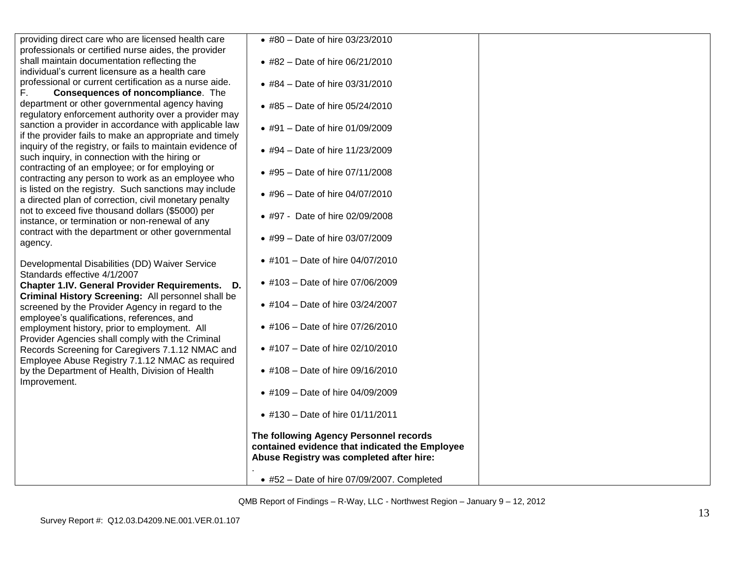| | | |
|---|---|---|
| providing direct care who are licensed health care professionals or certified nurse aides, the provider shall maintain documentation reflecting the individual's current licensure as a health care professional or current certification as a nurse aide.<br>F. **Consequences of noncompliance**. The department or other governmental agency having regulatory enforcement authority over a provider may sanction a provider in accordance with applicable law if the provider fails to make an appropriate and timely inquiry of the registry, or fails to maintain evidence of such inquiry, in connection with the hiring or contracting of an employee; or for employing or contracting any person to work as an employee who is listed on the registry. Such sanctions may include a directed plan of correction, civil monetary penalty not to exceed five thousand dollars ($5000) per instance, or termination or non-renewal of any contract with the department or other governmental agency.<br><br>Developmental Disabilities (DD) Waiver Service Standards effective 4/1/2007<br>**Chapter 1.IV. General Provider Requirements. D. Criminal History Screening:** All personnel shall be screened by the Provider Agency in regard to the employee's qualifications, references, and employment history, prior to employment. All Provider Agencies shall comply with the Criminal Records Screening for Caregivers 7.1.12 NMAC and Employee Abuse Registry 7.1.12 NMAC as required by the Department of Health, Division of Health Improvement. | • #80 – Date of hire 03/23/2010<br>• #82 – Date of hire 06/21/2010<br>• #84 – Date of hire 03/31/2010<br>• #85 – Date of hire 05/24/2010<br>• #91 – Date of hire 01/09/2009<br>• #94 – Date of hire 11/23/2009<br>• #95 – Date of hire 07/11/2008<br>• #96 – Date of hire 04/07/2010<br>• #97 - Date of hire 02/09/2008<br>• #99 – Date of hire 03/07/2009<br>• #101 – Date of hire 04/07/2010<br>• #103 – Date of hire 07/06/2009<br>• #104 – Date of hire 03/24/2007<br>• #106 – Date of hire 07/26/2010<br>• #107 – Date of hire 02/10/2010<br>• #108 – Date of hire 09/16/2010<br>• #109 – Date of hire 04/09/2009<br>• #130 – Date of hire 01/11/2011<br><br>**The following Agency Personnel records contained evidence that indicated the Employee Abuse Registry was completed after hire:**<br>.<br>• #52 – Date of hire 07/09/2007. Completed | |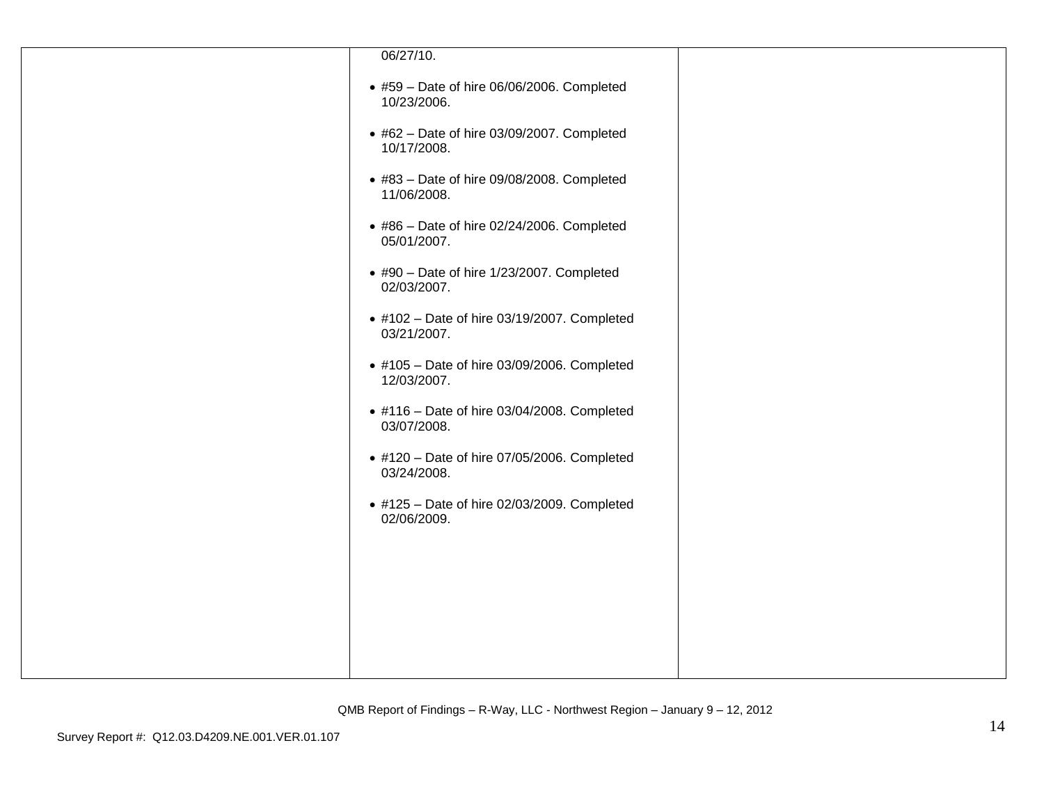| | | |
|---|---|---|
| | 06/27/10.<br><br>• #59 – Date of hire 06/06/2006. Completed 10/23/2006.<br><br>• #62 – Date of hire 03/09/2007. Completed 10/17/2008.<br><br>• #83 – Date of hire 09/08/2008. Completed 11/06/2008.<br><br>• #86 – Date of hire 02/24/2006. Completed 05/01/2007.<br><br>• #90 – Date of hire 1/23/2007. Completed 02/03/2007.<br><br>• #102 – Date of hire 03/19/2007. Completed 03/21/2007.<br><br>• #105 – Date of hire 03/09/2006. Completed 12/03/2007.<br><br>• #116 – Date of hire 03/04/2008. Completed 03/07/2008.<br><br>• #120 – Date of hire 07/05/2006. Completed 03/24/2008.<br><br>• #125 – Date of hire 02/03/2009. Completed 02/06/2009. | |

QMB Report of Findings – R-Way, LLC - Northwest Region – January 9 – 12, 2012

Survey Report #: Q12.03.D4209.NE.001.VER.01.107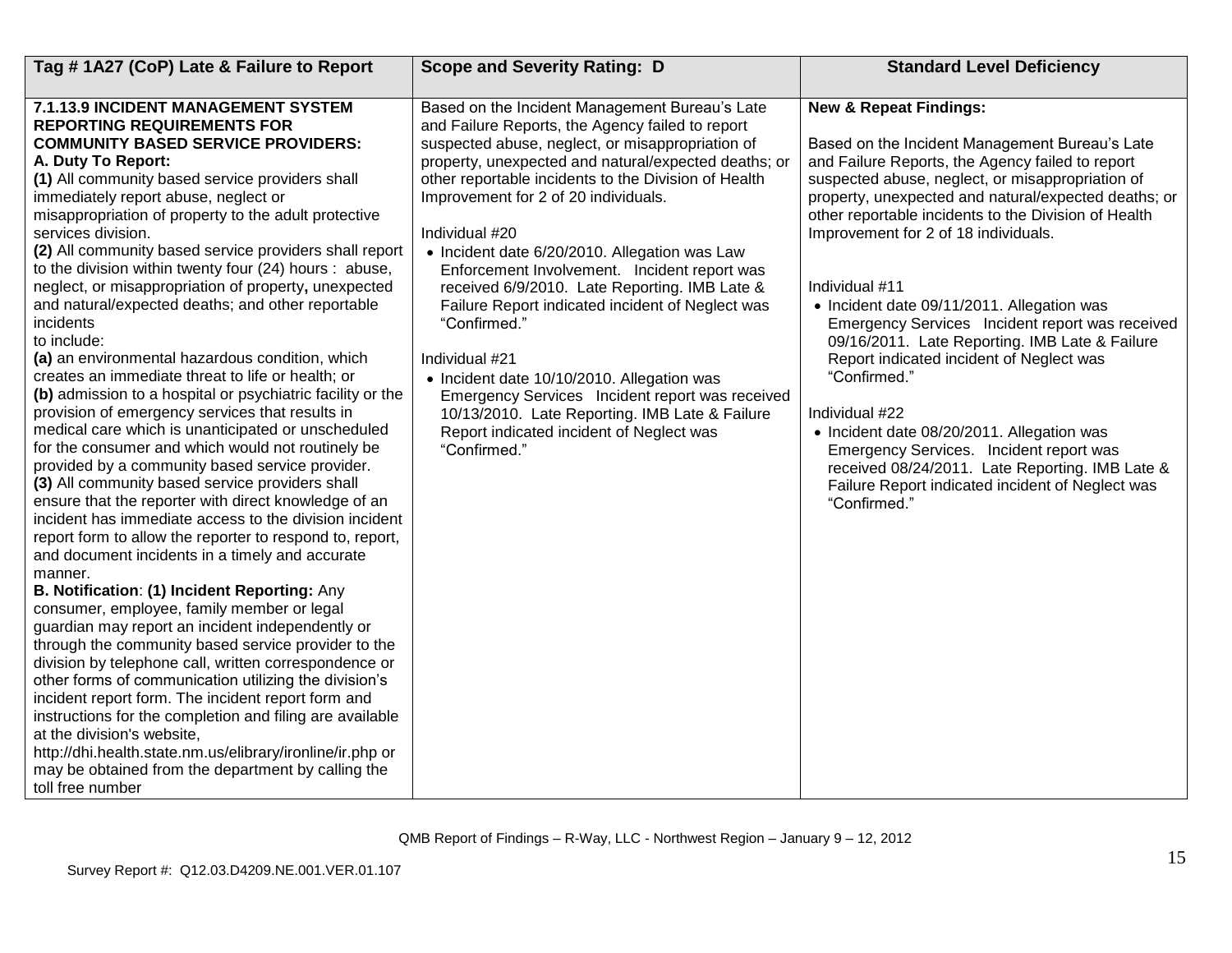| Tag # 1A27 (CoP) Late & Failure to Report | Scope and Severity Rating: D | Standard Level Deficiency |
|---|---|---|
| **7.1.13.9 INCIDENT MANAGEMENT SYSTEM REPORTING REQUIREMENTS FOR COMMUNITY BASED SERVICE PROVIDERS:**<br>**A. Duty To Report:**<br>**(1)** All community based service providers shall immediately report abuse, neglect or misappropriation of property to the adult protective services division.<br>**(2)** All community based service providers shall report to the division within twenty four (24) hours : abuse, neglect, or misappropriation of property**,** unexpected and natural/expected deaths; and other reportable incidents<br>to include:<br>**(a)** an environmental hazardous condition, which creates an immediate threat to life or health; or<br>**(b)** admission to a hospital or psychiatric facility or the provision of emergency services that results in medical care which is unanticipated or unscheduled for the consumer and which would not routinely be provided by a community based service provider.<br>**(3)** All community based service providers shall ensure that the reporter with direct knowledge of an incident has immediate access to the division incident report form to allow the reporter to respond to, report, and document incidents in a timely and accurate manner.<br>**B. Notification**: **(1) Incident Reporting:** Any consumer, employee, family member or legal guardian may report an incident independently or through the community based service provider to the division by telephone call, written correspondence or other forms of communication utilizing the division's incident report form. The incident report form and instructions for the completion and filing are available at the division's website, http://dhi.health.state.nm.us/elibrary/ironline/ir.php or may be obtained from the department by calling the toll free number | Based on the Incident Management Bureau's Late and Failure Reports, the Agency failed to report suspected abuse, neglect, or misappropriation of property, unexpected and natural/expected deaths; or other reportable incidents to the Division of Health Improvement for 2 of 20 individuals.<br><br>Individual #20<br>• Incident date 6/20/2010. Allegation was Law Enforcement Involvement. Incident report was received 6/9/2010. Late Reporting. IMB Late & Failure Report indicated incident of Neglect was "Confirmed."<br><br>Individual #21<br>• Incident date 10/10/2010. Allegation was Emergency Services Incident report was received 10/13/2010. Late Reporting. IMB Late & Failure Report indicated incident of Neglect was "Confirmed." | **New & Repeat Findings:**<br><br>Based on the Incident Management Bureau's Late and Failure Reports, the Agency failed to report suspected abuse, neglect, or misappropriation of property, unexpected and natural/expected deaths; or other reportable incidents to the Division of Health Improvement for 2 of 18 individuals.<br><br>Individual #11<br>• Incident date 09/11/2011. Allegation was Emergency Services Incident report was received 09/16/2011. Late Reporting. IMB Late & Failure Report indicated incident of Neglect was "Confirmed."<br><br>Individual #22<br>• Incident date 08/20/2011. Allegation was Emergency Services. Incident report was received 08/24/2011. Late Reporting. IMB Late & Failure Report indicated incident of Neglect was "Confirmed." |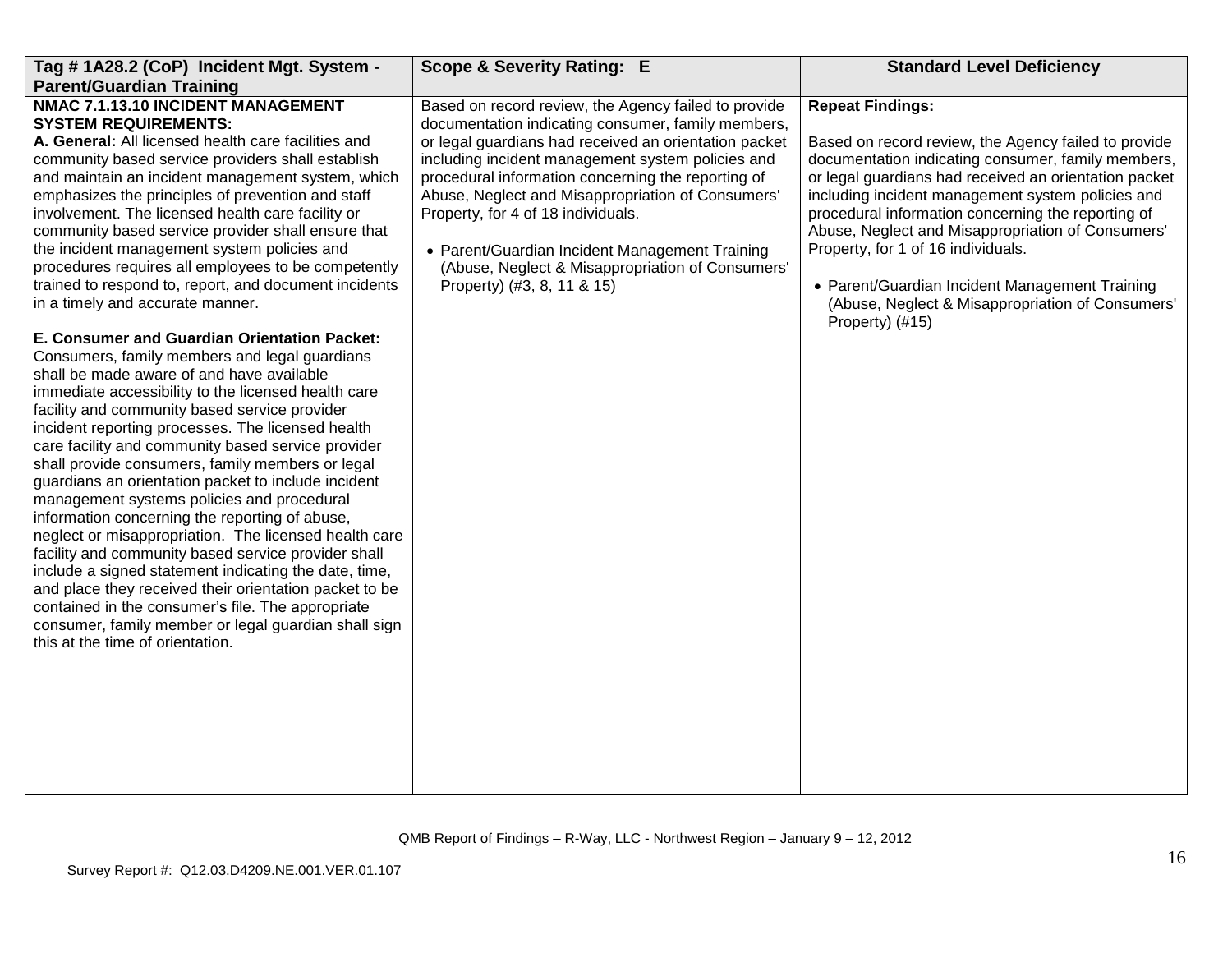| Tag # 1A28.2 (CoP) Incident Mgt. System - Parent/Guardian Training | Scope & Severity Rating: E | Standard Level Deficiency |
|---|---|---|
| **NMAC 7.1.13.10 INCIDENT MANAGEMENT SYSTEM REQUIREMENTS:**<br>**A. General:** All licensed health care facilities and community based service providers shall establish and maintain an incident management system, which emphasizes the principles of prevention and staff involvement. The licensed health care facility or community based service provider shall ensure that the incident management system policies and procedures requires all employees to be competently trained to respond to, report, and document incidents in a timely and accurate manner.<br><br>**E. Consumer and Guardian Orientation Packet:** Consumers, family members and legal guardians shall be made aware of and have available immediate accessibility to the licensed health care facility and community based service provider incident reporting processes. The licensed health care facility and community based service provider shall provide consumers, family members or legal guardians an orientation packet to include incident management systems policies and procedural information concerning the reporting of abuse, neglect or misappropriation. The licensed health care facility and community based service provider shall include a signed statement indicating the date, time, and place they received their orientation packet to be contained in the consumer's file. The appropriate consumer, family member or legal guardian shall sign this at the time of orientation. | Based on record review, the Agency failed to provide documentation indicating consumer, family members, or legal guardians had received an orientation packet including incident management system policies and procedural information concerning the reporting of Abuse, Neglect and Misappropriation of Consumers' Property, for 4 of 18 individuals.<br><br>• Parent/Guardian Incident Management Training (Abuse, Neglect & Misappropriation of Consumers' Property) (#3, 8, 11 & 15) | **Repeat Findings:**<br><br>Based on record review, the Agency failed to provide documentation indicating consumer, family members, or legal guardians had received an orientation packet including incident management system policies and procedural information concerning the reporting of Abuse, Neglect and Misappropriation of Consumers' Property, for 1 of 16 individuals.<br><br>• Parent/Guardian Incident Management Training (Abuse, Neglect & Misappropriation of Consumers' Property) (#15) |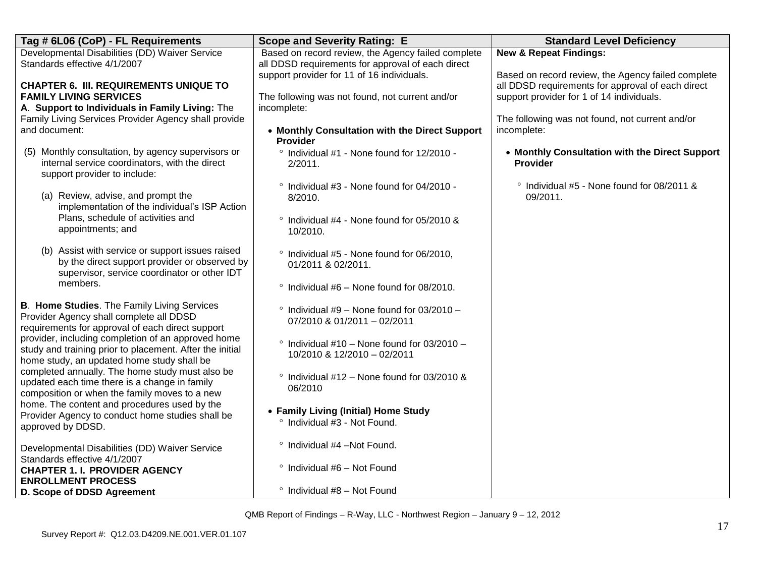| Tag # 6L06 (CoP) - FL Requirements | Scope and Severity Rating: E | Standard Level Deficiency |
|---|---|---|
| Developmental Disabilities (DD) Waiver Service Standards effective 4/1/2007<br><br>**CHAPTER 6. III. REQUIREMENTS UNIQUE TO FAMILY LIVING SERVICES**<br>**A**. **Support to Individuals in Family Living:** The Family Living Services Provider Agency shall provide and document:<br><br>(5) Monthly consultation, by agency supervisors or internal service coordinators, with the direct support provider to include:<br><br>(a) Review, advise, and prompt the implementation of the individual's ISP Action Plans, schedule of activities and appointments; and<br><br>(b) Assist with service or support issues raised by the direct support provider or observed by supervisor, service coordinator or other IDT members.<br><br>**B**. **Home Studies**. The Family Living Services Provider Agency shall complete all DDSD requirements for approval of each direct support provider, including completion of an approved home study and training prior to placement. After the initial home study, an updated home study shall be completed annually. The home study must also be updated each time there is a change in family composition or when the family moves to a new home. The content and procedures used by the Provider Agency to conduct home studies shall be approved by DDSD.<br><br>Developmental Disabilities (DD) Waiver Service Standards effective 4/1/2007<br>**CHAPTER 1. I. PROVIDER AGENCY ENROLLMENT PROCESS**<br>**D. Scope of DDSD Agreement** | Based on record review, the Agency failed complete all DDSD requirements for approval of each direct support provider for 11 of 16 individuals.<br><br>The following was not found, not current and/or incomplete:<br><br>• **Monthly Consultation with the Direct Support Provider**<br>° Individual #1 - None found for 12/2010 - 2/2011.<br><br>° Individual #3 - None found for 04/2010 - 8/2010.<br><br>° Individual #4 - None found for 05/2010 & 10/2010.<br><br>° Individual #5 - None found for 06/2010, 01/2011 & 02/2011.<br><br>° Individual #6 – None found for 08/2010.<br><br>° Individual #9 – None found for 03/2010 – 07/2010 & 01/2011 – 02/2011<br><br>° Individual #10 – None found for 03/2010 – 10/2010 & 12/2010 – 02/2011<br><br>° Individual #12 – None found for 03/2010 & 06/2010<br><br>• **Family Living (Initial) Home Study**<br>° Individual #3 - Not Found.<br><br>° Individual #4 –Not Found.<br><br>° Individual #6 – Not Found<br><br>° Individual #8 – Not Found | **New & Repeat Findings:**<br><br>Based on record review, the Agency failed complete all DDSD requirements for approval of each direct support provider for 1 of 14 individuals.<br><br>The following was not found, not current and/or incomplete:<br><br>• **Monthly Consultation with the Direct Support Provider**<br><br>° Individual #5 - None found for 08/2011 & 09/2011. |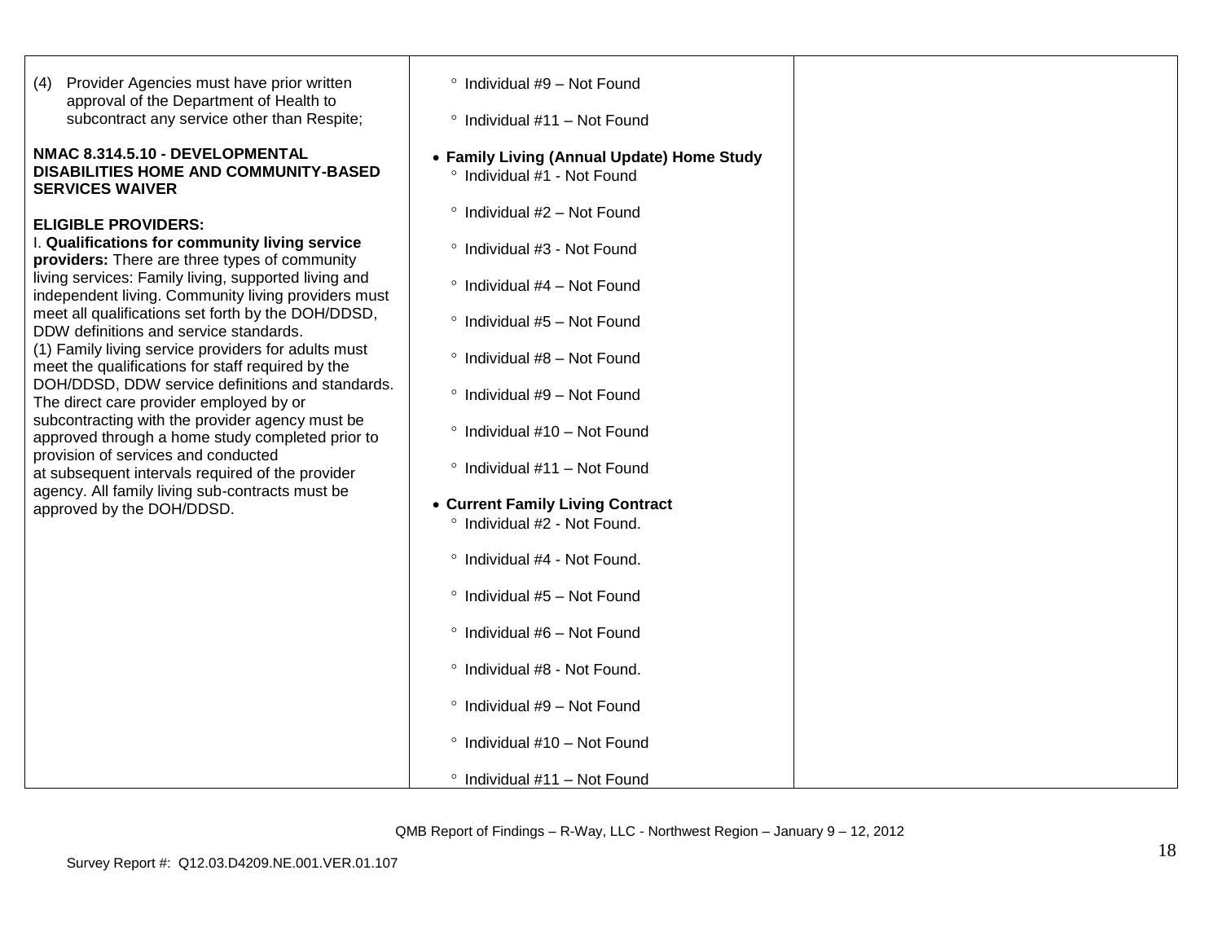| | | |
|---|---|---|
| (4) Provider Agencies must have prior written approval of the Department of Health to subcontract any service other than Respite;<br><br>**NMAC 8.314.5.10 - DEVELOPMENTAL DISABILITIES HOME AND COMMUNITY-BASED SERVICES WAIVER**<br><br>**ELIGIBLE PROVIDERS:**<br>I. **Qualifications for community living service providers:** There are three types of community living services: Family living, supported living and independent living. Community living providers must meet all qualifications set forth by the DOH/DDSD, DDW definitions and service standards.<br>(1) Family living service providers for adults must meet the qualifications for staff required by the DOH/DDSD, DDW service definitions and standards. The direct care provider employed by or subcontracting with the provider agency must be approved through a home study completed prior to provision of services and conducted at subsequent intervals required of the provider agency. All family living sub-contracts must be approved by the DOH/DDSD. | ° Individual #9 – Not Found<br><br>° Individual #11 – Not Found<br><br>• **Family Living (Annual Update) Home Study**<br>° Individual #1 - Not Found<br><br>° Individual #2 – Not Found<br><br>° Individual #3 - Not Found<br><br>° Individual #4 – Not Found<br><br>° Individual #5 – Not Found<br><br>° Individual #8 – Not Found<br><br>° Individual #9 – Not Found<br><br>° Individual #10 – Not Found<br><br>° Individual #11 – Not Found<br><br>• **Current Family Living Contract**<br>° Individual #2 - Not Found.<br><br>° Individual #4 - Not Found.<br><br>° Individual #5 – Not Found<br><br>° Individual #6 – Not Found<br><br>° Individual #8 - Not Found.<br><br>° Individual #9 – Not Found<br><br>° Individual #10 – Not Found<br><br>° Individual #11 – Not Found | |

QMB Report of Findings – R-Way, LLC - Northwest Region – January 9 – 12, 2012

Survey Report #: Q12.03.D4209.NE.001.VER.01.107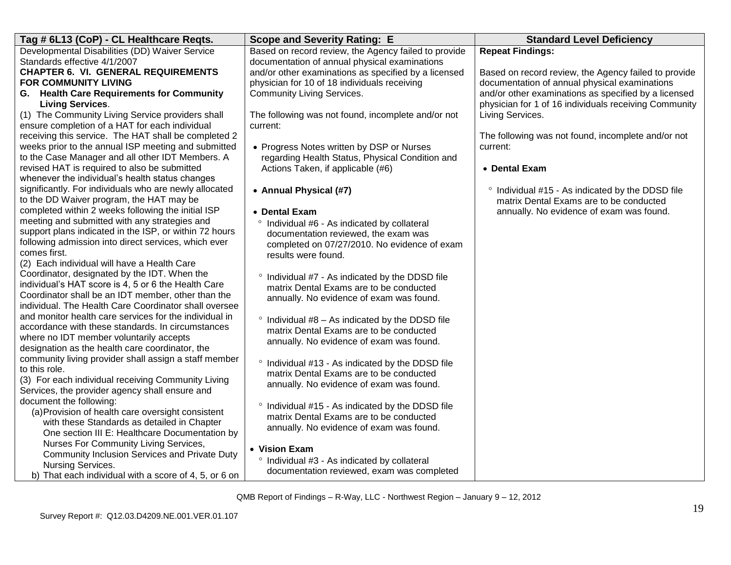| Tag # 6L13 (CoP) - CL Healthcare Reqts. | Scope and Severity Rating: E | Standard Level Deficiency |
|---|---|---|
| Developmental Disabilities (DD) Waiver Service Standards effective 4/1/2007<br>**CHAPTER 6. VI. GENERAL REQUIREMENTS FOR COMMUNITY LIVING**<br>**G. Health Care Requirements for Community Living Services**.<br>(1) The Community Living Service providers shall ensure completion of a HAT for each individual receiving this service. The HAT shall be completed 2 weeks prior to the annual ISP meeting and submitted to the Case Manager and all other IDT Members. A revised HAT is required to also be submitted whenever the individual's health status changes significantly. For individuals who are newly allocated to the DD Waiver program, the HAT may be completed within 2 weeks following the initial ISP meeting and submitted with any strategies and support plans indicated in the ISP, or within 72 hours following admission into direct services, which ever comes first.<br>(2) Each individual will have a Health Care Coordinator, designated by the IDT. When the individual's HAT score is 4, 5 or 6 the Health Care Coordinator shall be an IDT member, other than the individual. The Health Care Coordinator shall oversee and monitor health care services for the individual in accordance with these standards. In circumstances where no IDT member voluntarily accepts designation as the health care coordinator, the community living provider shall assign a staff member to this role.<br>(3) For each individual receiving Community Living Services, the provider agency shall ensure and document the following:<br>(a) Provision of health care oversight consistent with these Standards as detailed in Chapter One section III E: Healthcare Documentation by Nurses For Community Living Services, Community Inclusion Services and Private Duty Nursing Services.<br>b) That each individual with a score of 4, 5, or 6 on | Based on record review, the Agency failed to provide documentation of annual physical examinations and/or other examinations as specified by a licensed physician for 10 of 18 individuals receiving Community Living Services.<br><br>The following was not found, incomplete and/or not current:<br><br>• Progress Notes written by DSP or Nurses regarding Health Status, Physical Condition and Actions Taken, if applicable (#6)<br><br>• **Annual Physical (#7)**<br><br>• **Dental Exam**<br>° Individual #6 - As indicated by collateral documentation reviewed, the exam was completed on 07/27/2010. No evidence of exam results were found.<br><br>° Individual #7 - As indicated by the DDSD file matrix Dental Exams are to be conducted annually. No evidence of exam was found.<br><br>° Individual #8 – As indicated by the DDSD file matrix Dental Exams are to be conducted annually. No evidence of exam was found.<br><br>° Individual #13 - As indicated by the DDSD file matrix Dental Exams are to be conducted annually. No evidence of exam was found.<br><br>° Individual #15 - As indicated by the DDSD file matrix Dental Exams are to be conducted annually. No evidence of exam was found.<br><br>• **Vision Exam**<br>° Individual #3 - As indicated by collateral documentation reviewed, exam was completed | **Repeat Findings:**<br><br>Based on record review, the Agency failed to provide documentation of annual physical examinations and/or other examinations as specified by a licensed physician for 1 of 16 individuals receiving Community Living Services.<br><br>The following was not found, incomplete and/or not current:<br><br>• **Dental Exam**<br><br>° Individual #15 - As indicated by the DDSD file matrix Dental Exams are to be conducted annually. No evidence of exam was found. |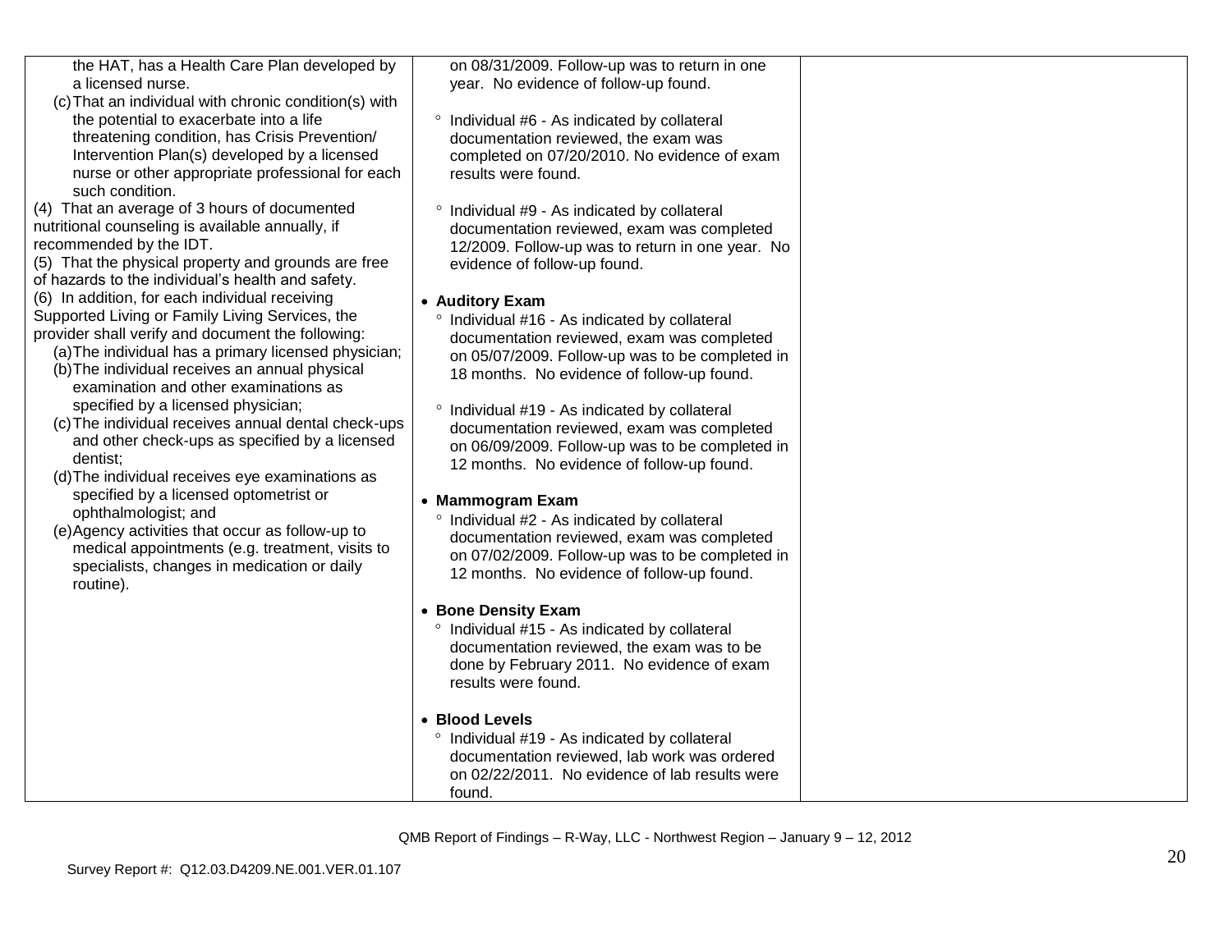| | | |
|---|---|---|
| the HAT, has a Health Care Plan developed by a licensed nurse.<br>(c) That an individual with chronic condition(s) with the potential to exacerbate into a life threatening condition, has Crisis Prevention/ Intervention Plan(s) developed by a licensed nurse or other appropriate professional for each such condition.<br>(4) That an average of 3 hours of documented nutritional counseling is available annually, if recommended by the IDT.<br>(5) That the physical property and grounds are free of hazards to the individual's health and safety.<br>(6) In addition, for each individual receiving Supported Living or Family Living Services, the provider shall verify and document the following:<br>(a) The individual has a primary licensed physician;<br>(b) The individual receives an annual physical examination and other examinations as specified by a licensed physician;<br>(c) The individual receives annual dental check-ups and other check-ups as specified by a licensed dentist;<br>(d) The individual receives eye examinations as specified by a licensed optometrist or ophthalmologist; and<br>(e) Agency activities that occur as follow-up to medical appointments (e.g. treatment, visits to specialists, changes in medication or daily routine). | on 08/31/2009. Follow-up was to return in one year. No evidence of follow-up found.<br><br>° Individual #6 - As indicated by collateral documentation reviewed, the exam was completed on 07/20/2010. No evidence of exam results were found.<br><br>° Individual #9 - As indicated by collateral documentation reviewed, exam was completed 12/2009. Follow-up was to return in one year. No evidence of follow-up found.<br><br>• **Auditory Exam**<br>° Individual #16 - As indicated by collateral documentation reviewed, exam was completed on 05/07/2009. Follow-up was to be completed in 18 months. No evidence of follow-up found.<br><br>° Individual #19 - As indicated by collateral documentation reviewed, exam was completed on 06/09/2009. Follow-up was to be completed in 12 months. No evidence of follow-up found.<br><br>• **Mammogram Exam**<br>° Individual #2 - As indicated by collateral documentation reviewed, exam was completed on 07/02/2009. Follow-up was to be completed in 12 months. No evidence of follow-up found.<br><br>• **Bone Density Exam**<br>° Individual #15 - As indicated by collateral documentation reviewed, the exam was to be done by February 2011. No evidence of exam results were found.<br><br>• **Blood Levels**<br>° Individual #19 - As indicated by collateral documentation reviewed, lab work was ordered on 02/22/2011. No evidence of lab results were found. | |

QMB Report of Findings – R-Way, LLC - Northwest Region – January 9 – 12, 2012

Survey Report #: Q12.03.D4209.NE.001.VER.01.107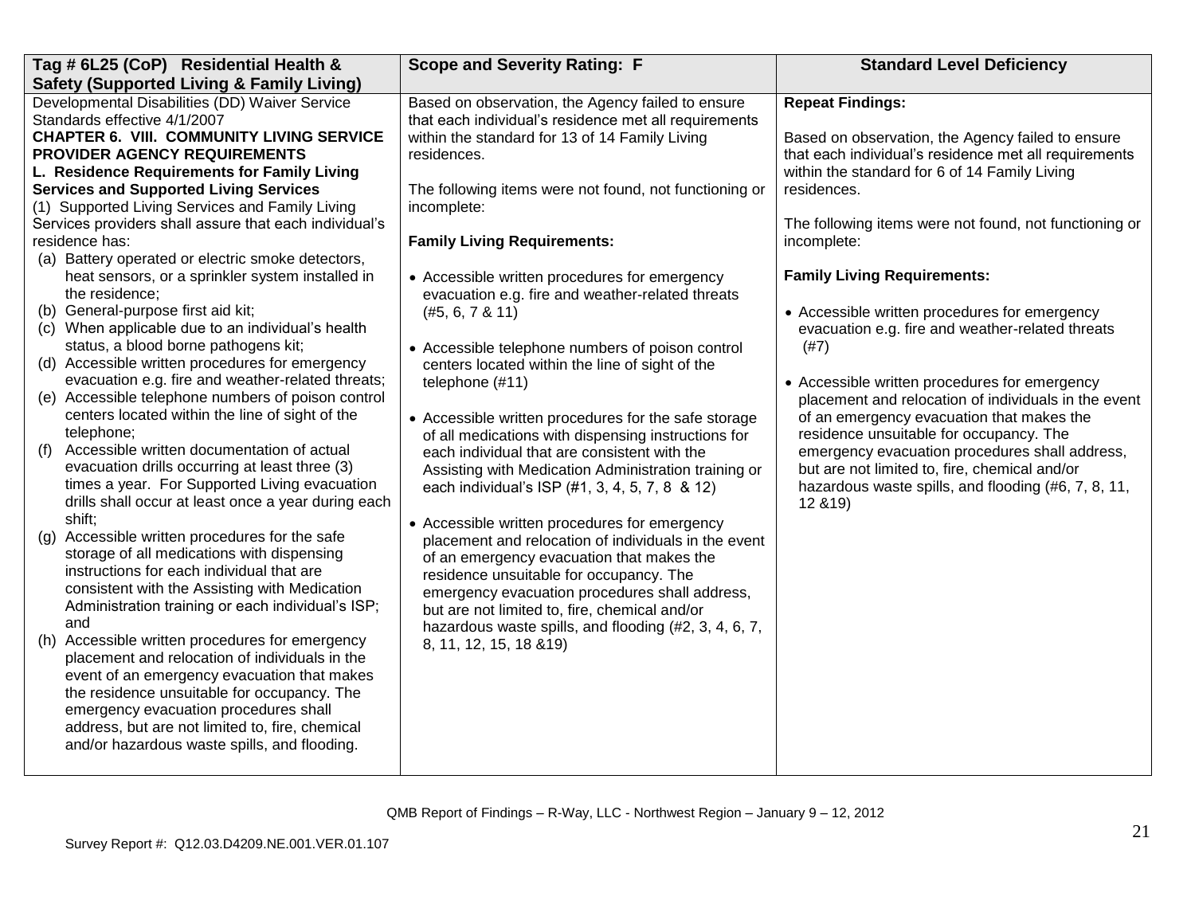| Tag # 6L25 (CoP) Residential Health & Safety (Supported Living & Family Living) | Scope and Severity Rating: F | Standard Level Deficiency |
|---|---|---|
| Developmental Disabilities (DD) Waiver Service Standards effective 4/1/2007<br>**CHAPTER 6. VIII. COMMUNITY LIVING SERVICE PROVIDER AGENCY REQUIREMENTS**<br>**L. Residence Requirements for Family Living Services and Supported Living Services**<br>(1) Supported Living Services and Family Living Services providers shall assure that each individual's residence has:<br>(a) Battery operated or electric smoke detectors, heat sensors, or a sprinkler system installed in the residence;<br>(b) General-purpose first aid kit;<br>(c) When applicable due to an individual's health status, a blood borne pathogens kit;<br>(d) Accessible written procedures for emergency evacuation e.g. fire and weather-related threats;<br>(e) Accessible telephone numbers of poison control centers located within the line of sight of the telephone;<br>(f) Accessible written documentation of actual evacuation drills occurring at least three (3) times a year. For Supported Living evacuation drills shall occur at least once a year during each shift;<br>(g) Accessible written procedures for the safe storage of all medications with dispensing instructions for each individual that are consistent with the Assisting with Medication Administration training or each individual's ISP; and<br>(h) Accessible written procedures for emergency placement and relocation of individuals in the event of an emergency evacuation that makes the residence unsuitable for occupancy. The emergency evacuation procedures shall address, but are not limited to, fire, chemical and/or hazardous waste spills, and flooding. | Based on observation, the Agency failed to ensure that each individual's residence met all requirements within the standard for 13 of 14 Family Living residences.<br><br>The following items were not found, not functioning or incomplete:<br><br>**Family Living Requirements:**<br><br>• Accessible written procedures for emergency evacuation e.g. fire and weather-related threats (#5, 6, 7 & 11)<br><br>• Accessible telephone numbers of poison control centers located within the line of sight of the telephone (#11)<br><br>• Accessible written procedures for the safe storage of all medications with dispensing instructions for each individual that are consistent with the Assisting with Medication Administration training or each individual's ISP (#1, 3, 4, 5, 7, 8 & 12)<br><br>• Accessible written procedures for emergency placement and relocation of individuals in the event of an emergency evacuation that makes the residence unsuitable for occupancy. The emergency evacuation procedures shall address, but are not limited to, fire, chemical and/or hazardous waste spills, and flooding (#2, 3, 4, 6, 7, 8, 11, 12, 15, 18 &19) | **Repeat Findings:**<br><br>Based on observation, the Agency failed to ensure that each individual's residence met all requirements within the standard for 6 of 14 Family Living residences.<br><br>The following items were not found, not functioning or incomplete:<br><br>**Family Living Requirements:**<br><br>• Accessible written procedures for emergency evacuation e.g. fire and weather-related threats (#7)<br><br>• Accessible written procedures for emergency placement and relocation of individuals in the event of an emergency evacuation that makes the residence unsuitable for occupancy. The emergency evacuation procedures shall address, but are not limited to, fire, chemical and/or hazardous waste spills, and flooding (#6, 7, 8, 11, 12 &19) |

QMB Report of Findings – R-Way, LLC - Northwest Region – January 9 – 12, 2012

Survey Report #: Q12.03.D4209.NE.001.VER.01.107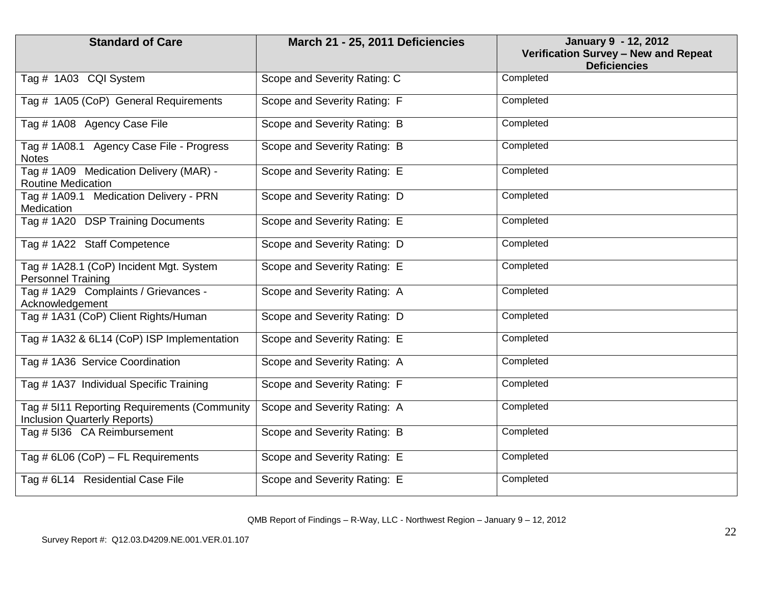| Standard of Care | March 21 - 25, 2011 Deficiencies | January 9 - 12, 2012 Verification Survey – New and Repeat Deficiencies |
|---|---|---|
| Tag # 1A03 CQI System | Scope and Severity Rating: C | Completed |
| Tag # 1A05 (CoP) General Requirements | Scope and Severity Rating: F | Completed |
| Tag # 1A08 Agency Case File | Scope and Severity Rating: B | Completed |
| Tag # 1A08.1 Agency Case File - Progress Notes | Scope and Severity Rating: B | Completed |
| Tag # 1A09 Medication Delivery (MAR) - Routine Medication | Scope and Severity Rating: E | Completed |
| Tag # 1A09.1 Medication Delivery - PRN Medication | Scope and Severity Rating: D | Completed |
| Tag # 1A20 DSP Training Documents | Scope and Severity Rating: E | Completed |
| Tag # 1A22 Staff Competence | Scope and Severity Rating: D | Completed |
| Tag # 1A28.1 (CoP) Incident Mgt. System Personnel Training | Scope and Severity Rating: E | Completed |
| Tag # 1A29 Complaints / Grievances - Acknowledgement | Scope and Severity Rating: A | Completed |
| Tag # 1A31 (CoP) Client Rights/Human | Scope and Severity Rating: D | Completed |
| Tag # 1A32 & 6L14 (CoP) ISP Implementation | Scope and Severity Rating: E | Completed |
| Tag # 1A36 Service Coordination | Scope and Severity Rating: A | Completed |
| Tag # 1A37 Individual Specific Training | Scope and Severity Rating: F | Completed |
| Tag # 5I11 Reporting Requirements (Community Inclusion Quarterly Reports) | Scope and Severity Rating: A | Completed |
| Tag # 5I36 CA Reimbursement | Scope and Severity Rating: B | Completed |
| Tag # 6L06 (CoP) – FL Requirements | Scope and Severity Rating: E | Completed |
| Tag # 6L14 Residential Case File | Scope and Severity Rating: E | Completed |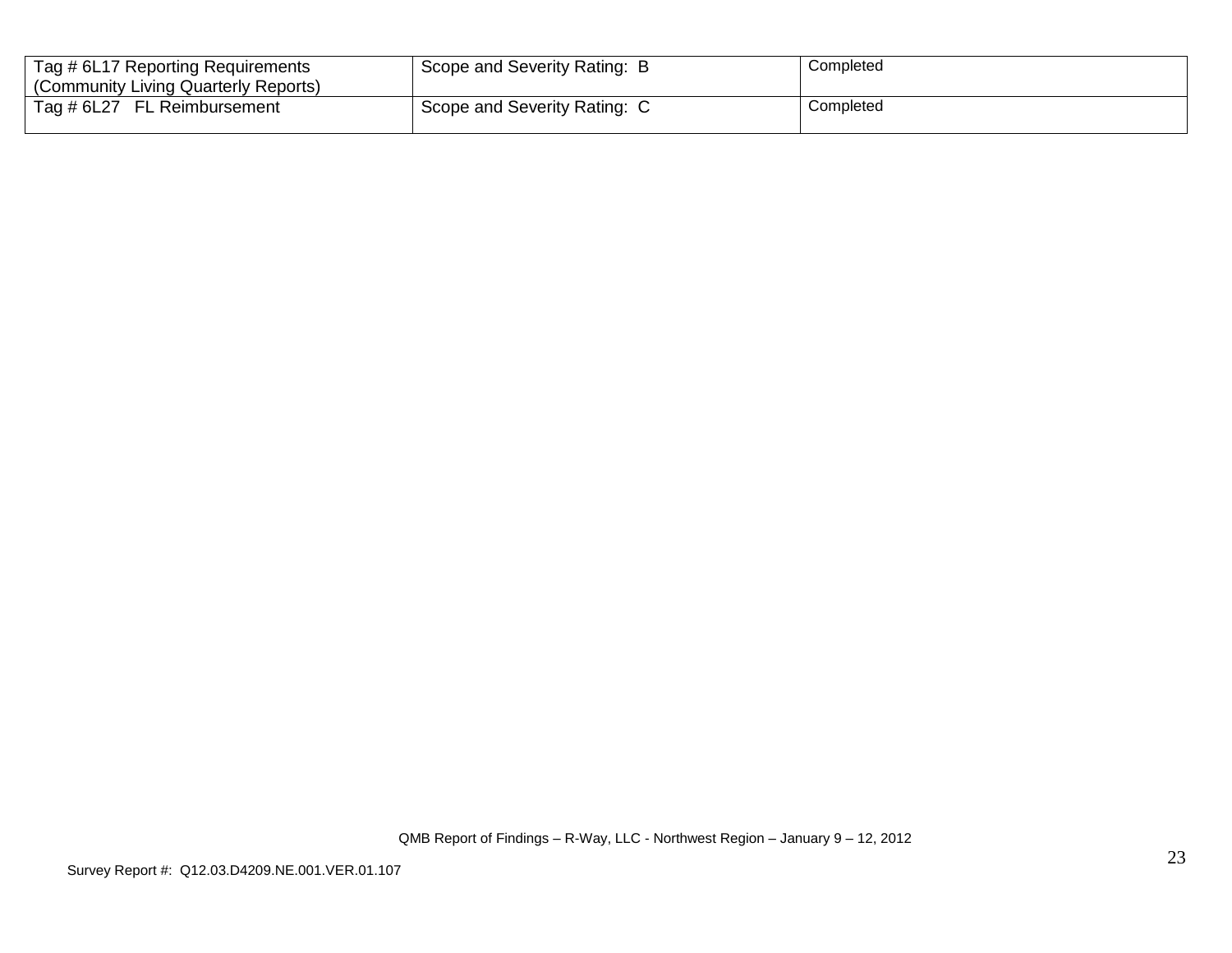| | | |
|---|---|---|
| Tag # 6L17 Reporting Requirements (Community Living Quarterly Reports) | Scope and Severity Rating: B | Completed |
| Tag # 6L27 FL Reimbursement | Scope and Severity Rating: C | Completed |